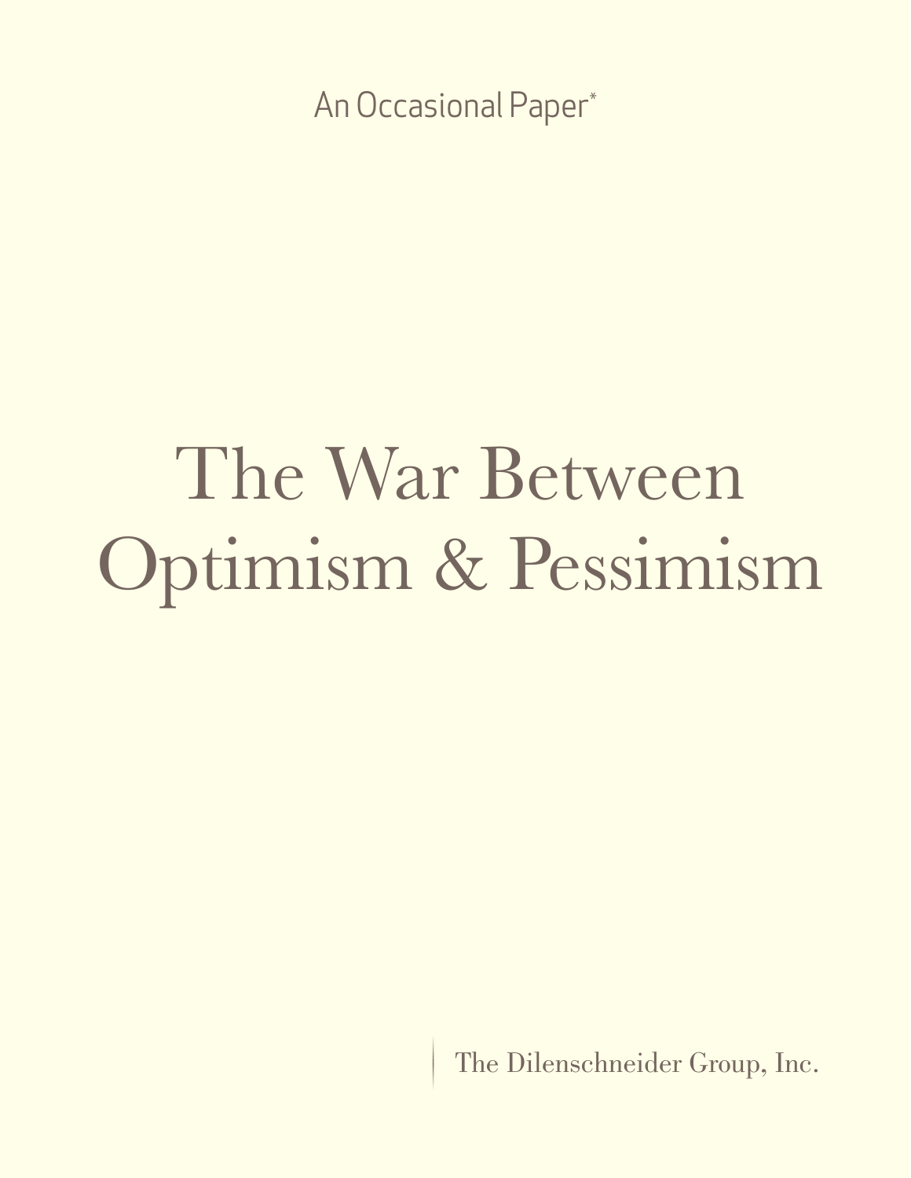An Occasional Paper*

# The War Between Optimism & Pessimism

The Dilenschneider Group, Inc.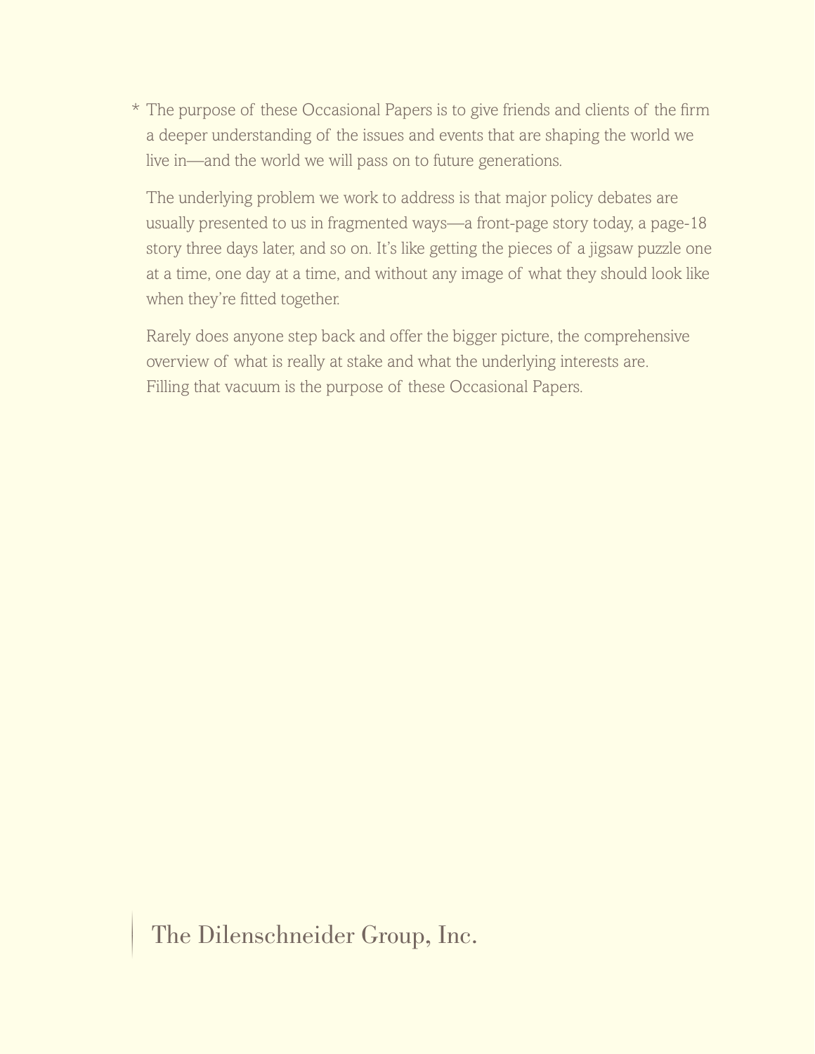* The purpose of these Occasional Papers is to give friends and clients of the firm a deeper understanding of the issues and events that are shaping the world we live in—and the world we will pass on to future generations.

The underlying problem we work to address is that major policy debates are usually presented to us in fragmented ways—a front-page story today, a page-18 story three days later, and so on. It's like getting the pieces of a jigsaw puzzle one at a time, one day at a time, and without any image of what they should look like when they're fitted together.

Rarely does anyone step back and offer the bigger picture, the comprehensive overview of what is really at stake and what the underlying interests are. Filling that vacuum is the purpose of these Occasional Papers.

The Dilenschneider Group, Inc.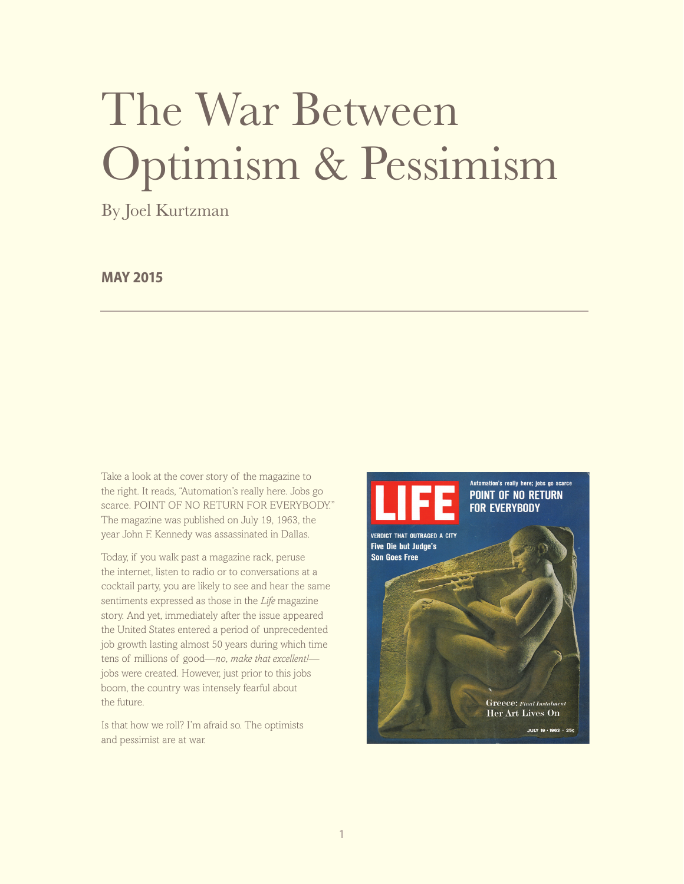# The War Between Optimism & Pessimism

By Joel Kurtzman

**MAY 2015**

---

Take a look at the cover story of the magazine to the right. It reads, "Automation's really here. Jobs go scarce. POINT OF NO RETURN FOR EVERYBODY." The magazine was published on July 19, 1963, the year John F. Kennedy was assassinated in Dallas.

Today, if you walk past a magazine rack, peruse the internet, listen to radio or to conversations at a cocktail party, you are likely to see and hear the same sentiments expressed as those in the *Life* magazine story. And yet, immediately after the issue appeared the United States entered a period of unprecedented job growth lasting almost 50 years during which time tens of millions of good—*no, make that excellent!*—jobs were created. However, just prior to this jobs boom, the country was intensely fearful about the future.

Is that how we roll? I'm afraid so. The optimists and pessimist are at war.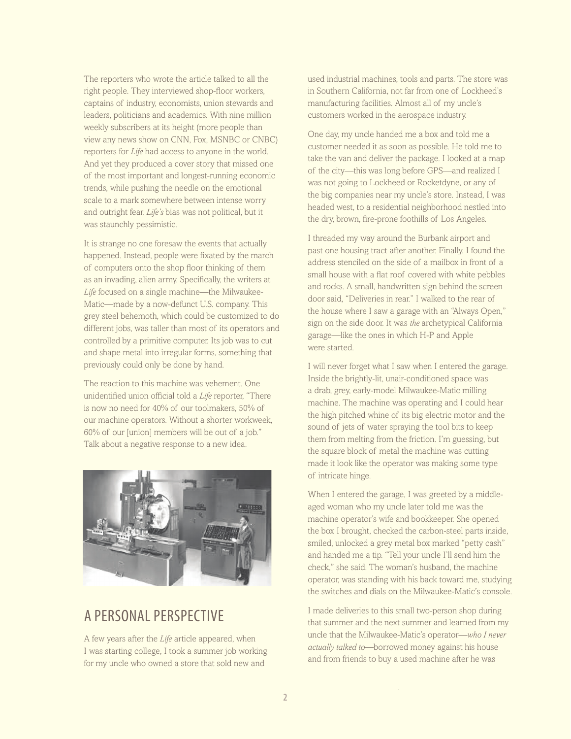The reporters who wrote the article talked to all the right people. They interviewed shop-floor workers, captains of industry, economists, union stewards and leaders, politicians and academics. With nine million weekly subscribers at its height (more people than view any news show on CNN, Fox, MSNBC or CNBC) reporters for *Life* had access to anyone in the world. And yet they produced a cover story that missed one of the most important and longest-running economic trends, while pushing the needle on the emotional scale to a mark somewhere between intense worry and outright fear. *Life's* bias was not political, but it was staunchly pessimistic.

It is strange no one foresaw the events that actually happened. Instead, people were fixated by the march of computers onto the shop floor thinking of them as an invading, alien army. Specifically, the writers at *Life* focused on a single machine—the Milwaukee-Matic—made by a now-defunct U.S. company. This grey steel behemoth, which could be customized to do different jobs, was taller than most of its operators and controlled by a primitive computer. Its job was to cut and shape metal into irregular forms, something that previously could only be done by hand.

The reaction to this machine was vehement. One unidentified union official told a *Life* reporter, "There is now no need for 40% of our toolmakers, 50% of our machine operators. Without a shorter workweek, 60% of our [union] members will be out of a job." Talk about a negative response to a new idea.

## A PERSONAL PERSPECTIVE

A few years after the *Life* article appeared, when I was starting college, I took a summer job working for my uncle who owned a store that sold new and used industrial machines, tools and parts. The store was in Southern California, not far from one of Lockheed's manufacturing facilities. Almost all of my uncle's customers worked in the aerospace industry.

One day, my uncle handed me a box and told me a customer needed it as soon as possible. He told me to take the van and deliver the package. I looked at a map of the city—this was long before GPS—and realized I was not going to Lockheed or Rocketdyne, or any of the big companies near my uncle's store. Instead, I was headed west, to a residential neighborhood nestled into the dry, brown, fire-prone foothills of Los Angeles.

I threaded my way around the Burbank airport and past one housing tract after another. Finally, I found the address stenciled on the side of a mailbox in front of a small house with a flat roof covered with white pebbles and rocks. A small, handwritten sign behind the screen door said, "Deliveries in rear." I walked to the rear of the house where I saw a garage with an "Always Open," sign on the side door. It was *the* archetypical California garage—like the ones in which H-P and Apple were started.

I will never forget what I saw when I entered the garage. Inside the brightly-lit, unair-conditioned space was a drab, grey, early-model Milwaukee-Matic milling machine. The machine was operating and I could hear the high pitched whine of its big electric motor and the sound of jets of water spraying the tool bits to keep them from melting from the friction. I'm guessing, but the square block of metal the machine was cutting made it look like the operator was making some type of intricate hinge.

When I entered the garage, I was greeted by a middle-aged woman who my uncle later told me was the machine operator's wife and bookkeeper. She opened the box I brought, checked the carbon-steel parts inside, smiled, unlocked a grey metal box marked "petty cash" and handed me a tip. "Tell your uncle I'll send him the check," she said. The woman's husband, the machine operator, was standing with his back toward me, studying the switches and dials on the Milwaukee-Matic's console.

I made deliveries to this small two-person shop during that summer and the next summer and learned from my uncle that the Milwaukee-Matic's operator—*who I never actually talked to*—borrowed money against his house and from friends to buy a used machine after he was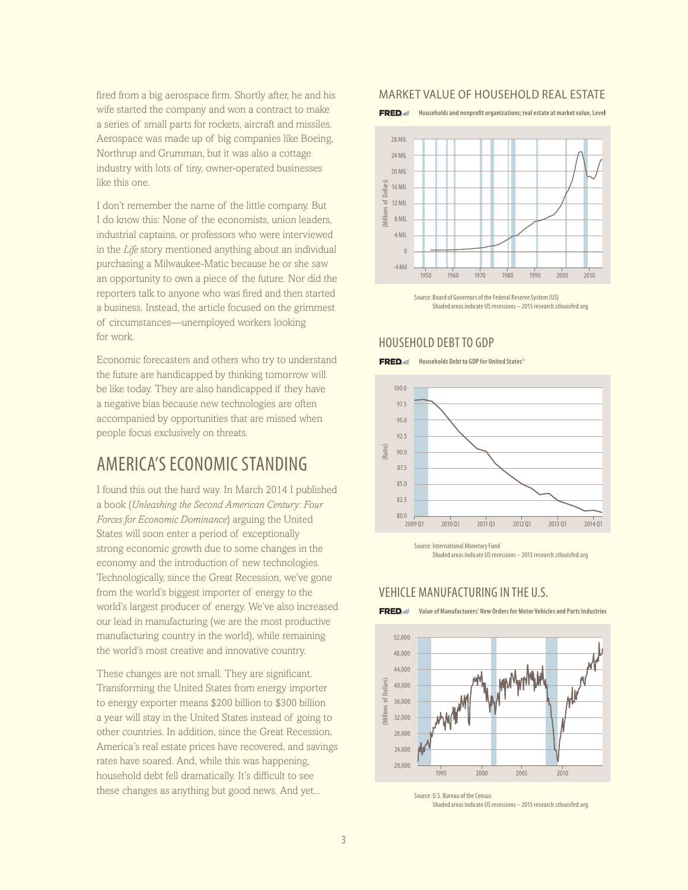fired from a big aerospace firm. Shortly after, he and his wife started the company and won a contract to make a series of small parts for rockets, aircraft and missiles. Aerospace was made up of big companies like Boeing, Northrup and Grumman, but it was also a cottage industry with lots of tiny, owner-operated businesses like this one.

I don't remember the name of the little company. But I do know this: None of the economists, union leaders, industrial captains, or professors who were interviewed in the *Life* story mentioned anything about an individual purchasing a Milwaukee-Matic because he or she saw an opportunity to own a piece of the future. Nor did the reporters talk to anyone who was fired and then started a business. Instead, the article focused on the grimmest of circumstances—unemployed workers looking for work.

Economic forecasters and others who try to understand the future are handicapped by thinking tomorrow will be like today. They are also handicapped if they have a negative bias because new technologies are often accompanied by opportunities that are missed when people focus exclusively on threats.

## AMERICA'S ECONOMIC STANDING

I found this out the hard way. In March 2014 I published a book (*Unleashing the Second American Century: Four Forces for Economic Dominance*) arguing the United States will soon enter a period of exceptionally strong economic growth due to some changes in the economy and the introduction of new technologies. Technologically, since the Great Recession, we've gone from the world's biggest importer of energy to the world's largest producer of energy. We've also increased our lead in manufacturing (we are the most productive manufacturing country in the world), while remaining the world's most creative and innovative country.

These changes are not small. They are significant. Transforming the United States from energy importer to energy exporter means $200 billion to $300 billion a year will stay in the United States instead of going to other countries. In addition, since the Great Recession, America's real estate prices have recovered, and savings rates have soared. And, while this was happening, household debt fell dramatically. It's difficult to see these changes as anything but good news. And yet...

### MARKET VALUE OF HOUSEHOLD REAL ESTATE

FRED — Households and nonprofit organizations; real estate at market value, Level

Source: Board of Governors of the Federal Reserve System (US)
Shaded areas indicate US recessions – 2015 research.stlouisfed.org

### HOUSEHOLD DEBT TO GDP

FRED — Households Debt to GDP for United States©

Source: International Monetary Fund
Shaded areas indicate US recessions – 2015 research.stlouisfed.org

### VEHICLE MANUFACTURING IN THE U.S.

FRED — Value of Manufacturers' New Orders for Motor Vehicles and Parts Industries

Source: U.S. Bureau of the Census
Shaded areas indicate US recessions – 2015 research.stlouisfed.org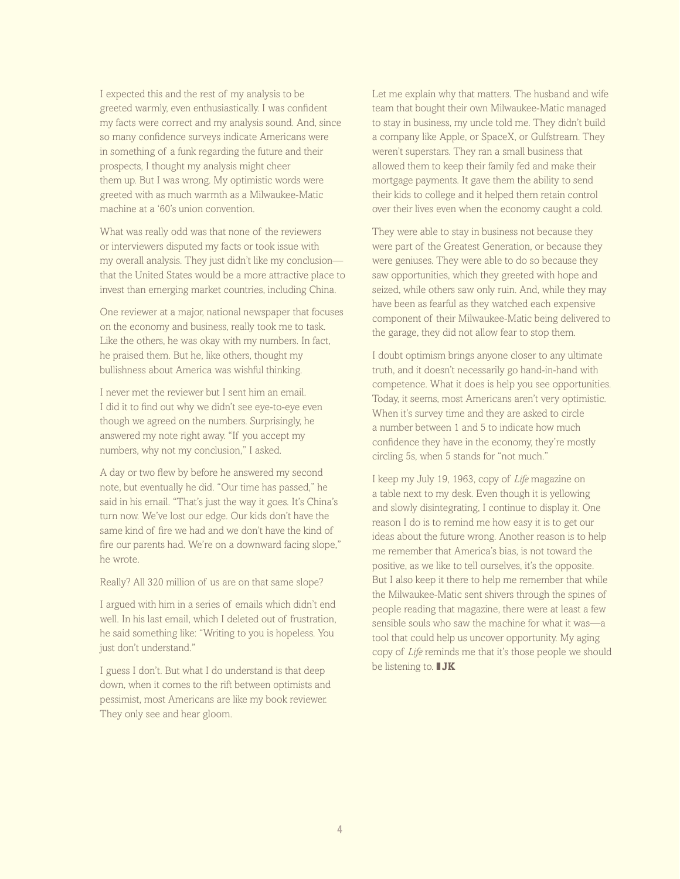I expected this and the rest of my analysis to be greeted warmly, even enthusiastically. I was confident my facts were correct and my analysis sound. And, since so many confidence surveys indicate Americans were in something of a funk regarding the future and their prospects, I thought my analysis might cheer them up. But I was wrong. My optimistic words were greeted with as much warmth as a Milwaukee-Matic machine at a '60's union convention.

What was really odd was that none of the reviewers or interviewers disputed my facts or took issue with my overall analysis. They just didn't like my conclusion—that the United States would be a more attractive place to invest than emerging market countries, including China.

One reviewer at a major, national newspaper that focuses on the economy and business, really took me to task. Like the others, he was okay with my numbers. In fact, he praised them. But he, like others, thought my bullishness about America was wishful thinking.

I never met the reviewer but I sent him an email. I did it to find out why we didn't see eye-to-eye even though we agreed on the numbers. Surprisingly, he answered my note right away. "If you accept my numbers, why not my conclusion," I asked.

A day or two flew by before he answered my second note, but eventually he did. "Our time has passed," he said in his email. "That's just the way it goes. It's China's turn now. We've lost our edge. Our kids don't have the same kind of fire we had and we don't have the kind of fire our parents had. We're on a downward facing slope," he wrote.

Really? All 320 million of us are on that same slope?

I argued with him in a series of emails which didn't end well. In his last email, which I deleted out of frustration, he said something like: "Writing to you is hopeless. You just don't understand."

I guess I don't. But what I do understand is that deep down, when it comes to the rift between optimists and pessimist, most Americans are like my book reviewer. They only see and hear gloom.

Let me explain why that matters. The husband and wife team that bought their own Milwaukee-Matic managed to stay in business, my uncle told me. They didn't build a company like Apple, or SpaceX, or Gulfstream. They weren't superstars. They ran a small business that allowed them to keep their family fed and make their mortgage payments. It gave them the ability to send their kids to college and it helped them retain control over their lives even when the economy caught a cold.

They were able to stay in business not because they were part of the Greatest Generation, or because they were geniuses. They were able to do so because they saw opportunities, which they greeted with hope and seized, while others saw only ruin. And, while they may have been as fearful as they watched each expensive component of their Milwaukee-Matic being delivered to the garage, they did not allow fear to stop them.

I doubt optimism brings anyone closer to any ultimate truth, and it doesn't necessarily go hand-in-hand with competence. What it does is help you see opportunities. Today, it seems, most Americans aren't very optimistic. When it's survey time and they are asked to circle a number between 1 and 5 to indicate how much confidence they have in the economy, they're mostly circling 5s, when 5 stands for "not much."

I keep my July 19, 1963, copy of *Life* magazine on a table next to my desk. Even though it is yellowing and slowly disintegrating, I continue to display it. One reason I do is to remind me how easy it is to get our ideas about the future wrong. Another reason is to help me remember that America's bias, is not toward the positive, as we like to tell ourselves, it's the opposite. But I also keep it there to help me remember that while the Milwaukee-Matic sent shivers through the spines of people reading that magazine, there were at least a few sensible souls who saw the machine for what it was—a tool that could help us uncover opportunity. My aging copy of *Life* reminds me that it's those people we should be listening to. **JK**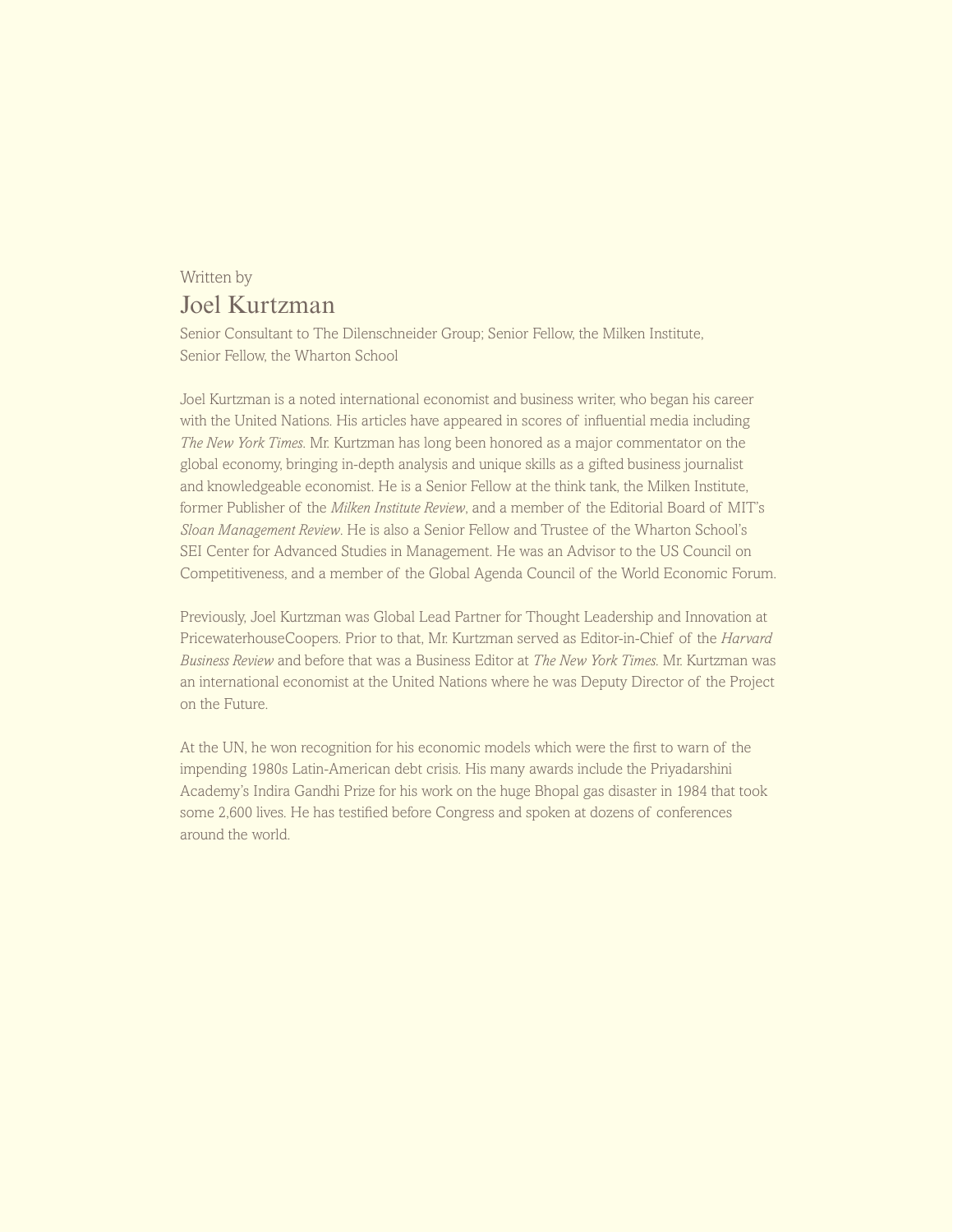Written by

## Joel Kurtzman

Senior Consultant to The Dilenschneider Group; Senior Fellow, the Milken Institute, Senior Fellow, the Wharton School

Joel Kurtzman is a noted international economist and business writer, who began his career with the United Nations. His articles have appeared in scores of influential media including *The New York Times*. Mr. Kurtzman has long been honored as a major commentator on the global economy, bringing in-depth analysis and unique skills as a gifted business journalist and knowledgeable economist. He is a Senior Fellow at the think tank, the Milken Institute, former Publisher of the *Milken Institute Review*, and a member of the Editorial Board of MIT's *Sloan Management Review*. He is also a Senior Fellow and Trustee of the Wharton School's SEI Center for Advanced Studies in Management. He was an Advisor to the US Council on Competitiveness, and a member of the Global Agenda Council of the World Economic Forum.

Previously, Joel Kurtzman was Global Lead Partner for Thought Leadership and Innovation at PricewaterhouseCoopers. Prior to that, Mr. Kurtzman served as Editor-in-Chief of the *Harvard Business Review* and before that was a Business Editor at *The New York Times*. Mr. Kurtzman was an international economist at the United Nations where he was Deputy Director of the Project on the Future.

At the UN, he won recognition for his economic models which were the first to warn of the impending 1980s Latin-American debt crisis. His many awards include the Priyadarshini Academy's Indira Gandhi Prize for his work on the huge Bhopal gas disaster in 1984 that took some 2,600 lives. He has testified before Congress and spoken at dozens of conferences around the world.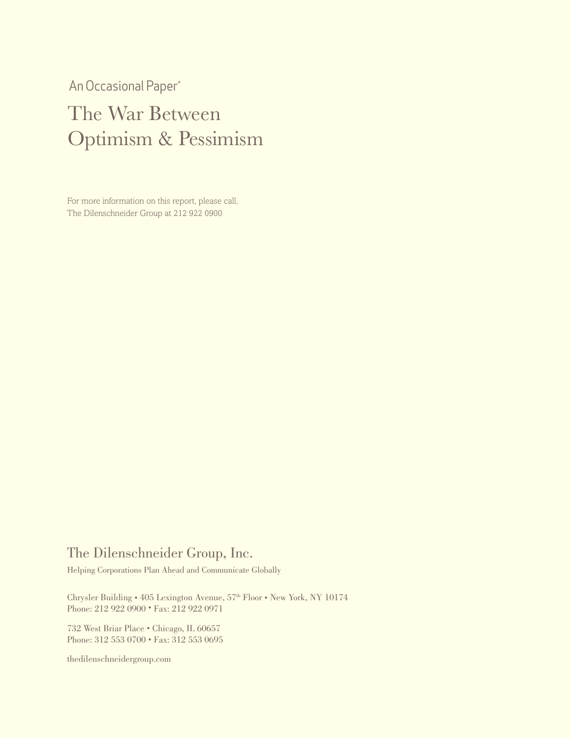An Occasional Paper*

# The War Between Optimism & Pessimism

For more information on this report, please call,
The Dilenschneider Group at 212 922 0900

## The Dilenschneider Group, Inc.

Helping Corporations Plan Ahead and Communicate Globally

Chrysler Building • 405 Lexington Avenue, 57th Floor • New York, NY 10174
Phone: 212 922 0900 • Fax: 212 922 0971

732 West Briar Place • Chicago, IL 60657
Phone: 312 553 0700 • Fax: 312 553 0695

thedilenschneidergroup.com